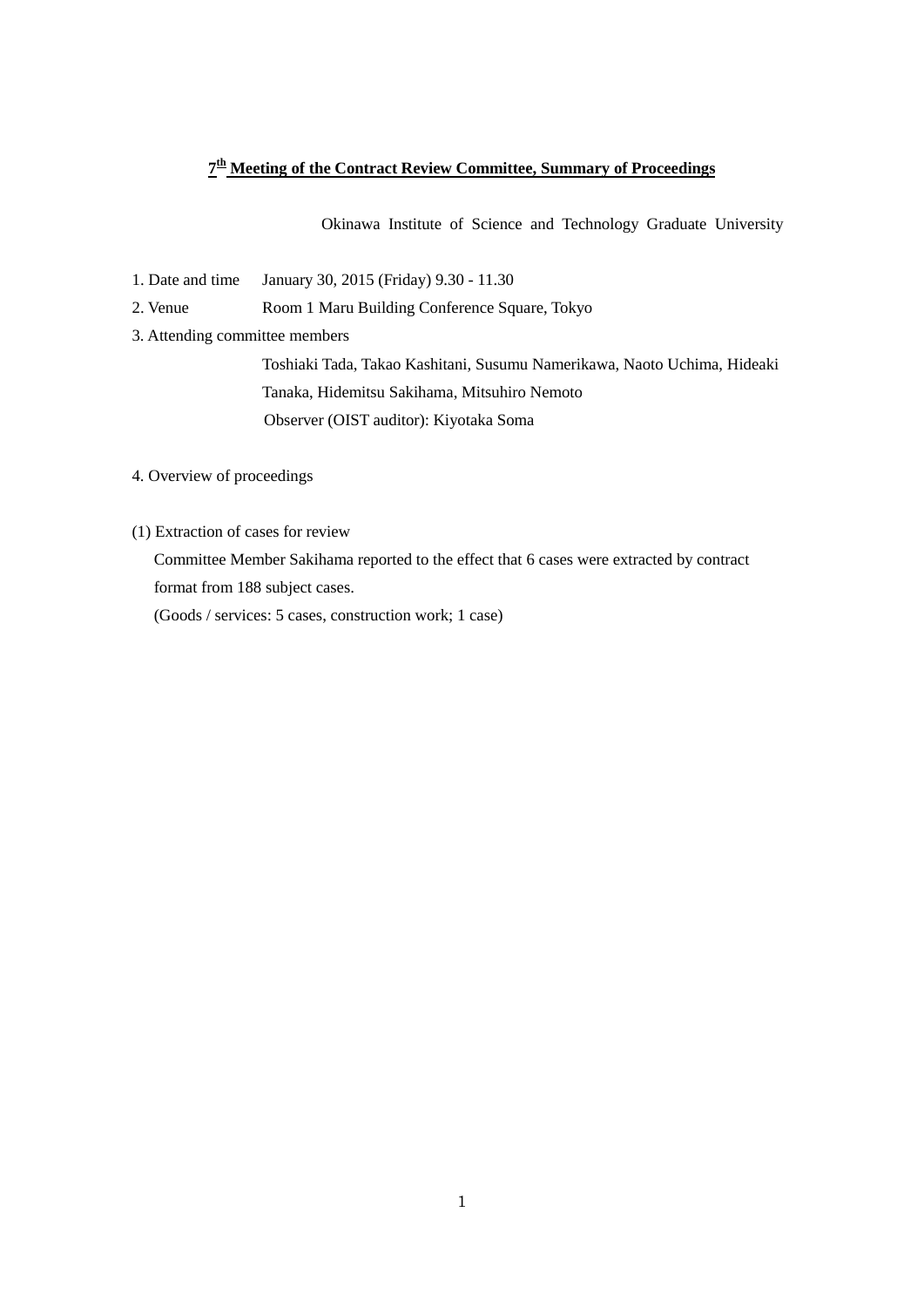# 7th Meeting of the Contract Review Committee, Summary of Proceedings

Okinawa Institute of Science and Technology Graduate University

1. Date and time January 30, 2015 (Friday) 9.30 - 11.30
2. Venue Room 1 Maru Building Conference Square, Tokyo
3. Attending committee members

   Toshiaki Tada, Takao Kashitani, Susumu Namerikawa, Naoto Uchima, Hideaki Tanaka, Hidemitsu Sakihama, Mitsuhiro Nemoto

   Observer (OIST auditor): Kiyotaka Soma

4. Overview of proceedings

(1) Extraction of cases for review

Committee Member Sakihama reported to the effect that 6 cases were extracted by contract format from 188 subject cases.

(Goods / services: 5 cases, construction work; 1 case)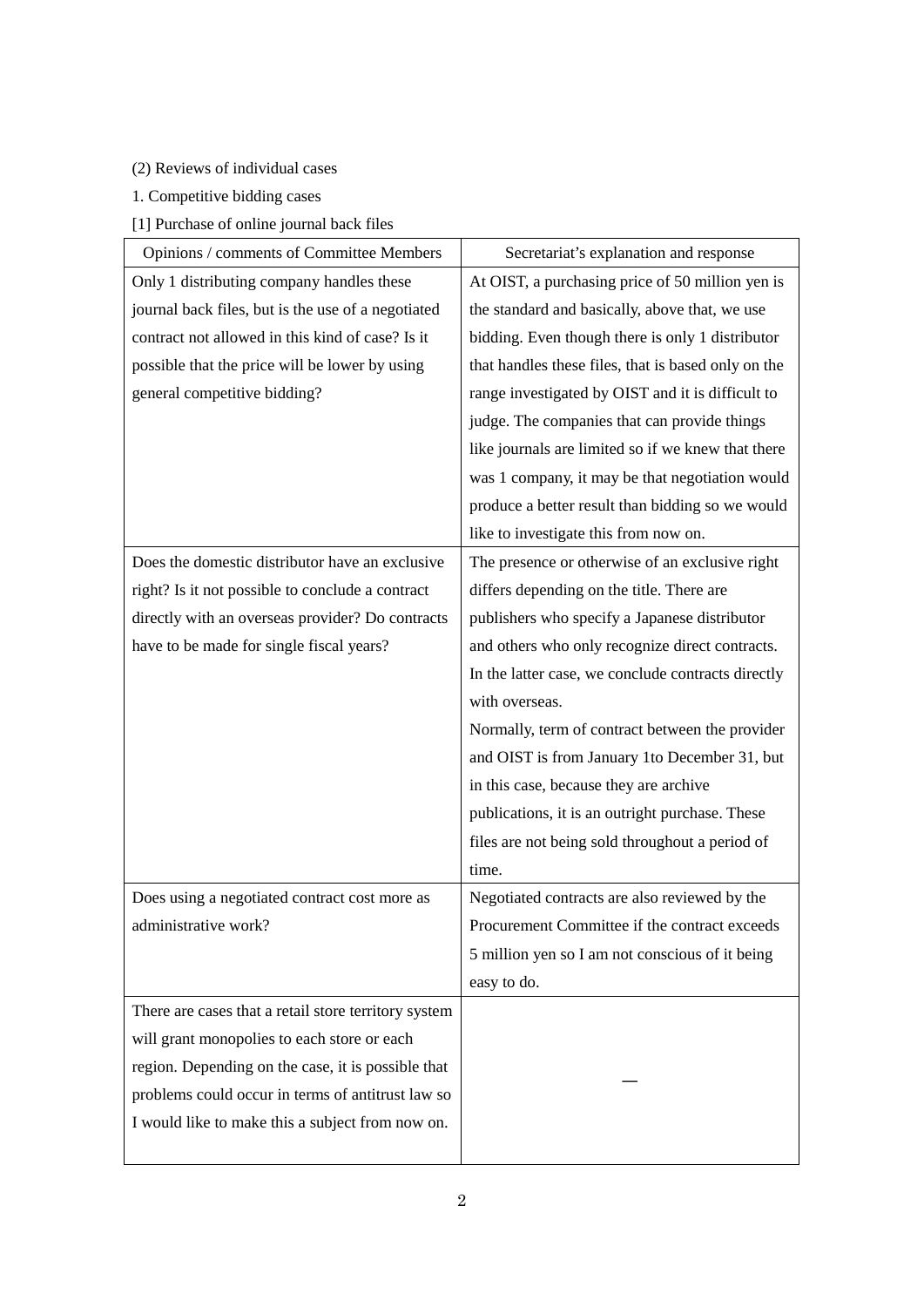(2) Reviews of individual cases

1. Competitive bidding cases

[1] Purchase of online journal back files

| Opinions / comments of Committee Members | Secretariat's explanation and response |
| --- | --- |
| Only 1 distributing company handles these journal back files, but is the use of a negotiated contract not allowed in this kind of case? Is it possible that the price will be lower by using general competitive bidding? | At OIST, a purchasing price of 50 million yen is the standard and basically, above that, we use bidding. Even though there is only 1 distributor that handles these files, that is based only on the range investigated by OIST and it is difficult to judge. The companies that can provide things like journals are limited so if we knew that there was 1 company, it may be that negotiation would produce a better result than bidding so we would like to investigate this from now on. |
| Does the domestic distributor have an exclusive right? Is it not possible to conclude a contract directly with an overseas provider? Do contracts have to be made for single fiscal years? | The presence or otherwise of an exclusive right differs depending on the title. There are publishers who specify a Japanese distributor and others who only recognize direct contracts. In the latter case, we conclude contracts directly with overseas.<br>Normally, term of contract between the provider and OIST is from January 1to December 31, but in this case, because they are archive publications, it is an outright purchase. These files are not being sold throughout a period of time. |
| Does using a negotiated contract cost more as administrative work? | Negotiated contracts are also reviewed by the Procurement Committee if the contract exceeds 5 million yen so I am not conscious of it being easy to do. |
| There are cases that a retail store territory system will grant monopolies to each store or each region. Depending on the case, it is possible that problems could occur in terms of antitrust law so I would like to make this a subject from now on. | — |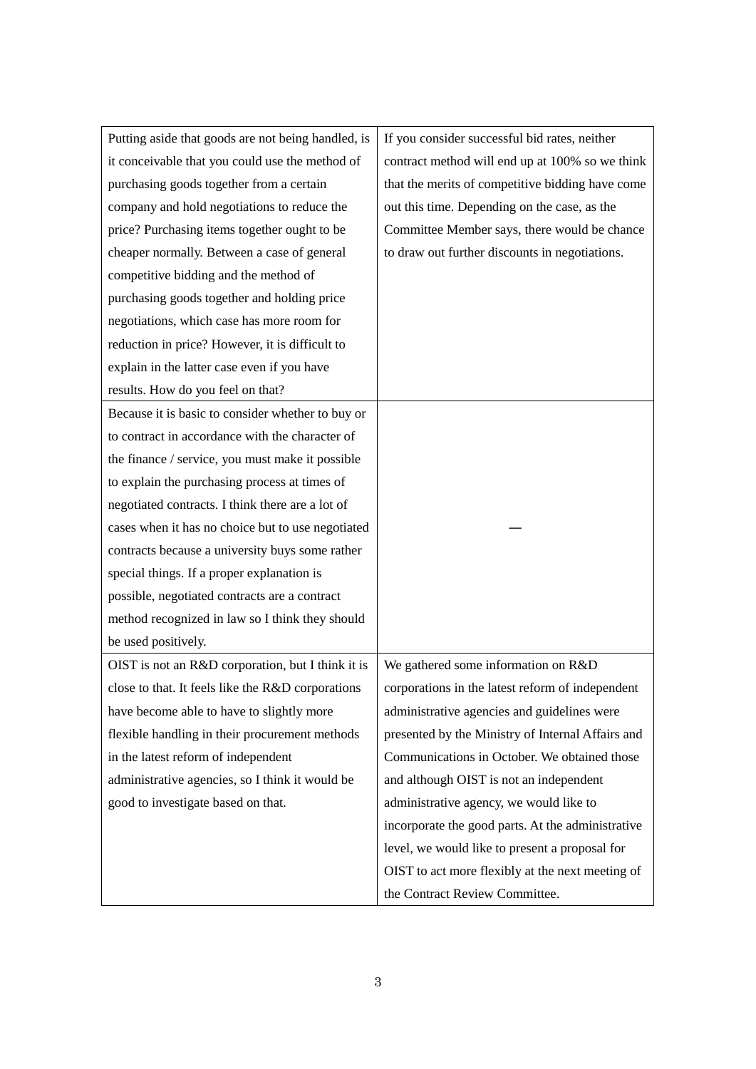| | |
|---|---|
| Putting aside that goods are not being handled, is it conceivable that you could use the method of purchasing goods together from a certain company and hold negotiations to reduce the price? Purchasing items together ought to be cheaper normally. Between a case of general competitive bidding and the method of purchasing goods together and holding price negotiations, which case has more room for reduction in price? However, it is difficult to explain in the latter case even if you have results. How do you feel on that? | If you consider successful bid rates, neither contract method will end up at 100% so we think that the merits of competitive bidding have come out this time. Depending on the case, as the Committee Member says, there would be chance to draw out further discounts in negotiations. |
| Because it is basic to consider whether to buy or to contract in accordance with the character of the finance / service, you must make it possible to explain the purchasing process at times of negotiated contracts. I think there are a lot of cases when it has no choice but to use negotiated contracts because a university buys some rather special things. If a proper explanation is possible, negotiated contracts are a contract method recognized in law so I think they should be used positively. | — |
| OIST is not an R&D corporation, but I think it is close to that. It feels like the R&D corporations have become able to have to slightly more flexible handling in their procurement methods in the latest reform of independent administrative agencies, so I think it would be good to investigate based on that. | We gathered some information on R&D corporations in the latest reform of independent administrative agencies and guidelines were presented by the Ministry of Internal Affairs and Communications in October. We obtained those and although OIST is not an independent administrative agency, we would like to incorporate the good parts. At the administrative level, we would like to present a proposal for OIST to act more flexibly at the next meeting of the Contract Review Committee. |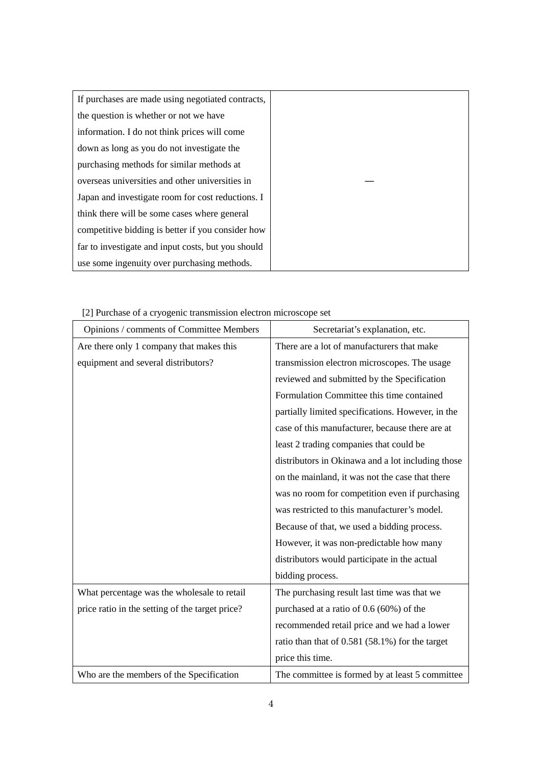| | |
|---|---|
| If purchases are made using negotiated contracts, the question is whether or not we have information. I do not think prices will come down as long as you do not investigate the purchasing methods for similar methods at overseas universities and other universities in Japan and investigate room for cost reductions. I think there will be some cases where general competitive bidding is better if you consider how far to investigate and input costs, but you should use some ingenuity over purchasing methods. | — |

[2] Purchase of a cryogenic transmission electron microscope set

| Opinions / comments of Committee Members | Secretariat's explanation, etc. |
|---|---|
| Are there only 1 company that makes this equipment and several distributors? | There are a lot of manufacturers that make transmission electron microscopes. The usage reviewed and submitted by the Specification Formulation Committee this time contained partially limited specifications. However, in the case of this manufacturer, because there are at least 2 trading companies that could be distributors in Okinawa and a lot including those on the mainland, it was not the case that there was no room for competition even if purchasing was restricted to this manufacturer's model. Because of that, we used a bidding process. However, it was non-predictable how many distributors would participate in the actual bidding process. |
| What percentage was the wholesale to retail price ratio in the setting of the target price? | The purchasing result last time was that we purchased at a ratio of 0.6 (60%) of the recommended retail price and we had a lower ratio than that of 0.581 (58.1%) for the target price this time. |
| Who are the members of the Specification | The committee is formed by at least 5 committee |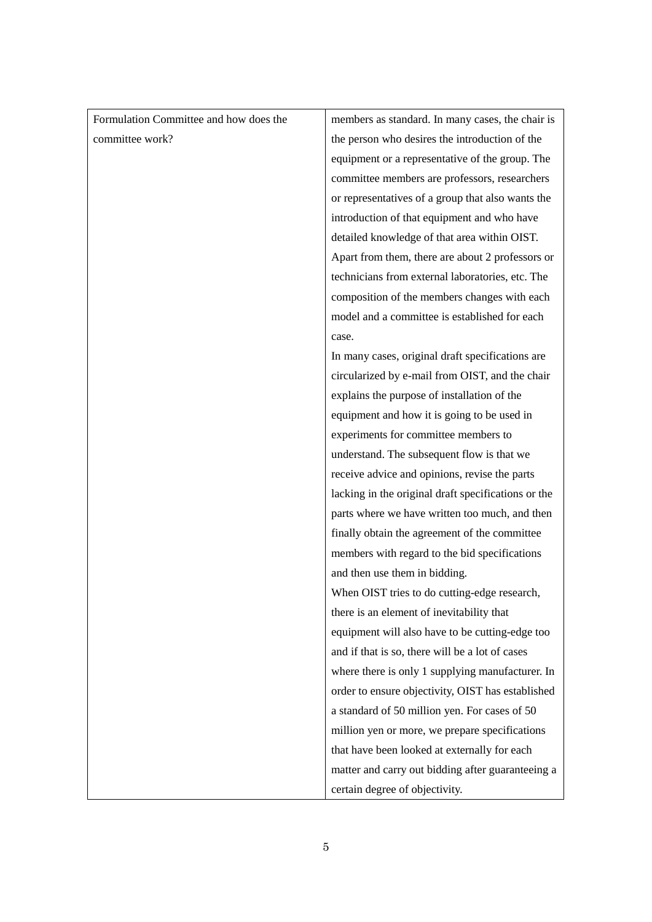| | |
|---|---|
| Formulation Committee and how does the committee work? | members as standard. In many cases, the chair is the person who desires the introduction of the equipment or a representative of the group. The committee members are professors, researchers or representatives of a group that also wants the introduction of that equipment and who have detailed knowledge of that area within OIST. Apart from them, there are about 2 professors or technicians from external laboratories, etc. The composition of the members changes with each model and a committee is established for each case.<br>In many cases, original draft specifications are circularized by e-mail from OIST, and the chair explains the purpose of installation of the equipment and how it is going to be used in experiments for committee members to understand. The subsequent flow is that we receive advice and opinions, revise the parts lacking in the original draft specifications or the parts where we have written too much, and then finally obtain the agreement of the committee members with regard to the bid specifications and then use them in bidding.<br>When OIST tries to do cutting-edge research, there is an element of inevitability that equipment will also have to be cutting-edge too and if that is so, there will be a lot of cases where there is only 1 supplying manufacturer. In order to ensure objectivity, OIST has established a standard of 50 million yen. For cases of 50 million yen or more, we prepare specifications that have been looked at externally for each matter and carry out bidding after guaranteeing a certain degree of objectivity. |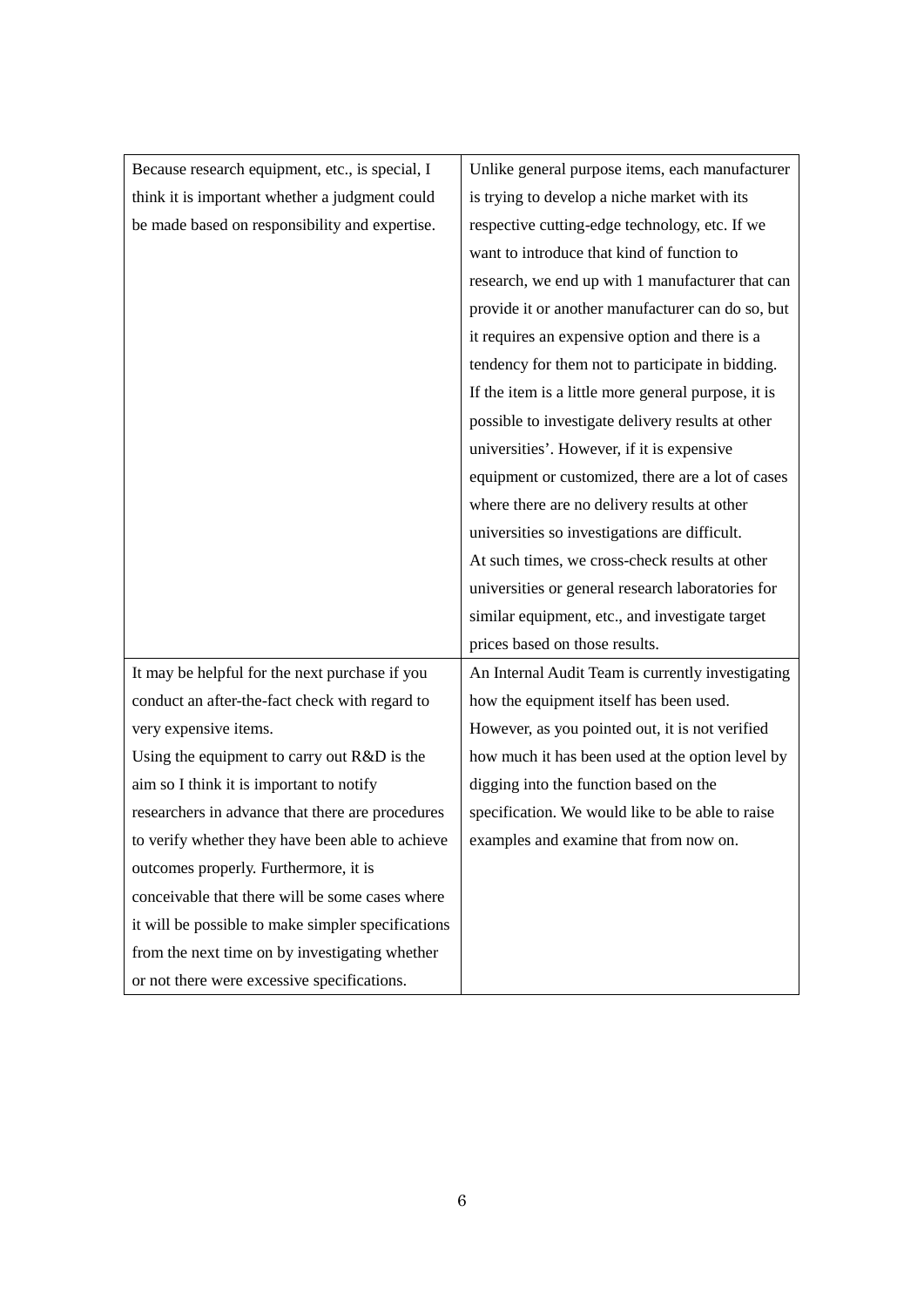| | |
|---|---|
| Because research equipment, etc., is special, I think it is important whether a judgment could be made based on responsibility and expertise. | Unlike general purpose items, each manufacturer is trying to develop a niche market with its respective cutting-edge technology, etc. If we want to introduce that kind of function to research, we end up with 1 manufacturer that can provide it or another manufacturer can do so, but it requires an expensive option and there is a tendency for them not to participate in bidding. If the item is a little more general purpose, it is possible to investigate delivery results at other universities'. However, if it is expensive equipment or customized, there are a lot of cases where there are no delivery results at other universities so investigations are difficult.<br>At such times, we cross-check results at other universities or general research laboratories for similar equipment, etc., and investigate target prices based on those results. |
| It may be helpful for the next purchase if you conduct an after-the-fact check with regard to very expensive items.<br>Using the equipment to carry out R&D is the aim so I think it is important to notify researchers in advance that there are procedures to verify whether they have been able to achieve outcomes properly. Furthermore, it is conceivable that there will be some cases where it will be possible to make simpler specifications from the next time on by investigating whether or not there were excessive specifications. | An Internal Audit Team is currently investigating how the equipment itself has been used. However, as you pointed out, it is not verified how much it has been used at the option level by digging into the function based on the specification. We would like to be able to raise examples and examine that from now on. |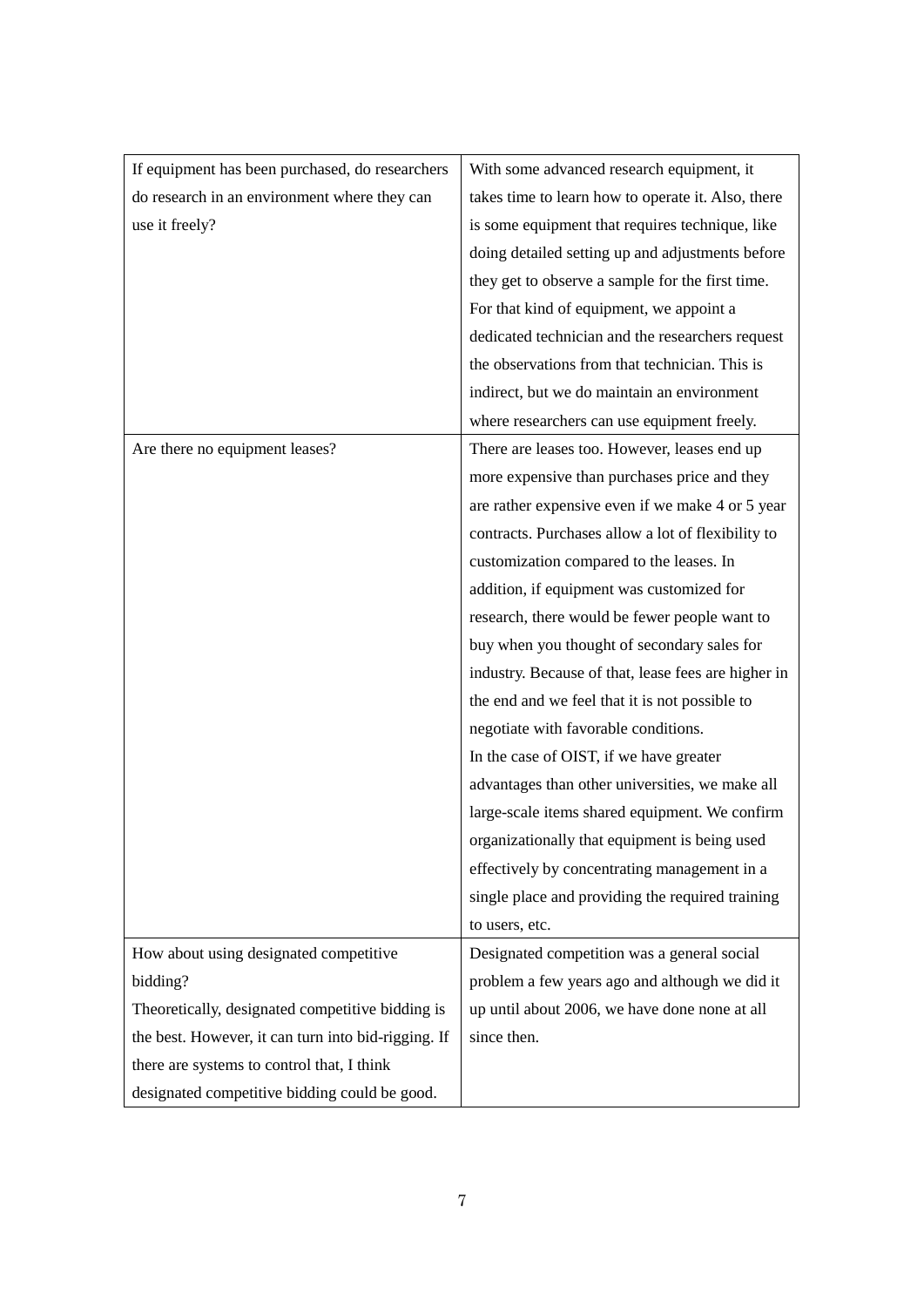| | |
|---|---|
| If equipment has been purchased, do researchers do research in an environment where they can use it freely? | With some advanced research equipment, it takes time to learn how to operate it. Also, there is some equipment that requires technique, like doing detailed setting up and adjustments before they get to observe a sample for the first time. For that kind of equipment, we appoint a dedicated technician and the researchers request the observations from that technician. This is indirect, but we do maintain an environment where researchers can use equipment freely. |
| Are there no equipment leases? | There are leases too. However, leases end up more expensive than purchases price and they are rather expensive even if we make 4 or 5 year contracts. Purchases allow a lot of flexibility to customization compared to the leases. In addition, if equipment was customized for research, there would be fewer people want to buy when you thought of secondary sales for industry. Because of that, lease fees are higher in the end and we feel that it is not possible to negotiate with favorable conditions.<br>In the case of OIST, if we have greater advantages than other universities, we make all large-scale items shared equipment. We confirm organizationally that equipment is being used effectively by concentrating management in a single place and providing the required training to users, etc. |
| How about using designated competitive bidding?<br>Theoretically, designated competitive bidding is the best. However, it can turn into bid-rigging. If there are systems to control that, I think designated competitive bidding could be good. | Designated competition was a general social problem a few years ago and although we did it up until about 2006, we have done none at all since then. |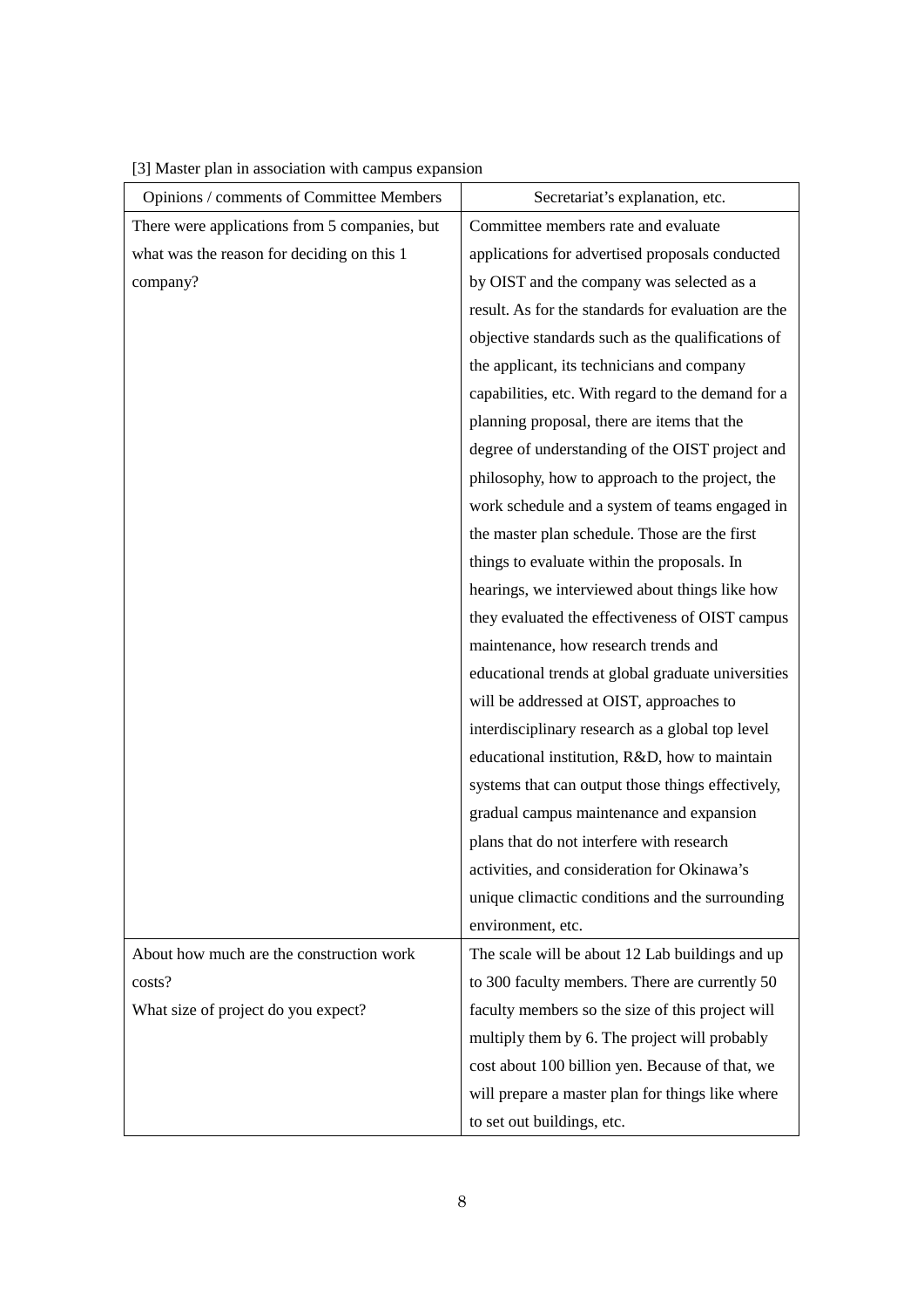[3] Master plan in association with campus expansion

| Opinions / comments of Committee Members | Secretariat's explanation, etc. |
| --- | --- |
| There were applications from 5 companies, but what was the reason for deciding on this 1 company? | Committee members rate and evaluate applications for advertised proposals conducted by OIST and the company was selected as a result. As for the standards for evaluation are the objective standards such as the qualifications of the applicant, its technicians and company capabilities, etc. With regard to the demand for a planning proposal, there are items that the degree of understanding of the OIST project and philosophy, how to approach to the project, the work schedule and a system of teams engaged in the master plan schedule. Those are the first things to evaluate within the proposals. In hearings, we interviewed about things like how they evaluated the effectiveness of OIST campus maintenance, how research trends and educational trends at global graduate universities will be addressed at OIST, approaches to interdisciplinary research as a global top level educational institution, R&D, how to maintain systems that can output those things effectively, gradual campus maintenance and expansion plans that do not interfere with research activities, and consideration for Okinawa's unique climactic conditions and the surrounding environment, etc. |
| About how much are the construction work costs?<br>What size of project do you expect? | The scale will be about 12 Lab buildings and up to 300 faculty members. There are currently 50 faculty members so the size of this project will multiply them by 6. The project will probably cost about 100 billion yen. Because of that, we will prepare a master plan for things like where to set out buildings, etc. |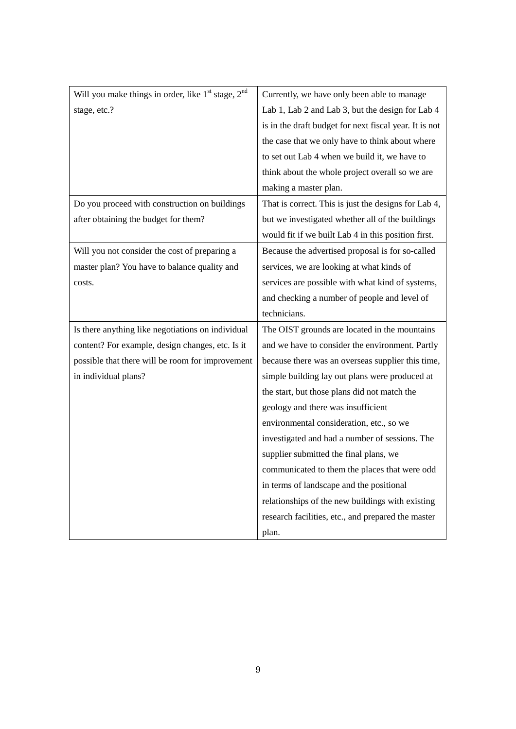| | |
|---|---|
| Will you make things in order, like 1st stage, 2nd stage, etc.? | Currently, we have only been able to manage Lab 1, Lab 2 and Lab 3, but the design for Lab 4 is in the draft budget for next fiscal year. It is not the case that we only have to think about where to set out Lab 4 when we build it, we have to think about the whole project overall so we are making a master plan. |
| Do you proceed with construction on buildings after obtaining the budget for them? | That is correct. This is just the designs for Lab 4, but we investigated whether all of the buildings would fit if we built Lab 4 in this position first. |
| Will you not consider the cost of preparing a master plan? You have to balance quality and costs. | Because the advertised proposal is for so-called services, we are looking at what kinds of services are possible with what kind of systems, and checking a number of people and level of technicians. |
| Is there anything like negotiations on individual content? For example, design changes, etc. Is it possible that there will be room for improvement in individual plans? | The OIST grounds are located in the mountains and we have to consider the environment. Partly because there was an overseas supplier this time, simple building lay out plans were produced at the start, but those plans did not match the geology and there was insufficient environmental consideration, etc., so we investigated and had a number of sessions. The supplier submitted the final plans, we communicated to them the places that were odd in terms of landscape and the positional relationships of the new buildings with existing research facilities, etc., and prepared the master plan. |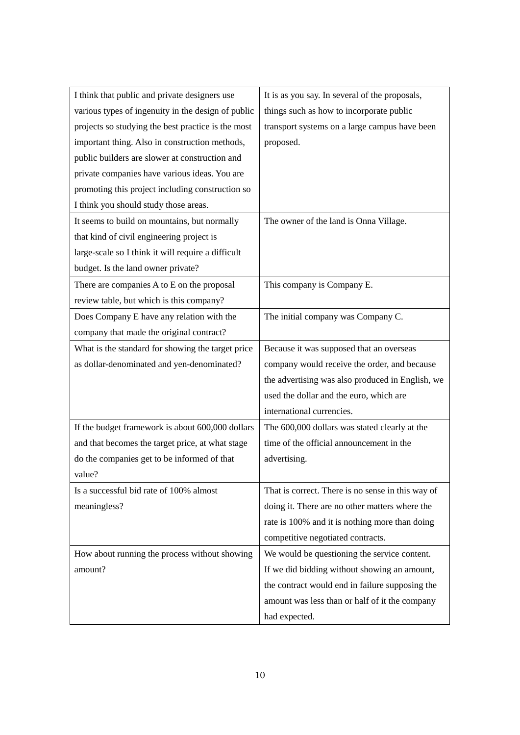| | |
|---|---|
| I think that public and private designers use various types of ingenuity in the design of public projects so studying the best practice is the most important thing. Also in construction methods, public builders are slower at construction and private companies have various ideas. You are promoting this project including construction so I think you should study those areas. | It is as you say. In several of the proposals, things such as how to incorporate public transport systems on a large campus have been proposed. |
| It seems to build on mountains, but normally that kind of civil engineering project is large-scale so I think it will require a difficult budget. Is the land owner private? | The owner of the land is Onna Village. |
| There are companies A to E on the proposal review table, but which is this company? | This company is Company E. |
| Does Company E have any relation with the company that made the original contract? | The initial company was Company C. |
| What is the standard for showing the target price as dollar-denominated and yen-denominated? | Because it was supposed that an overseas company would receive the order, and because the advertising was also produced in English, we used the dollar and the euro, which are international currencies. |
| If the budget framework is about 600,000 dollars and that becomes the target price, at what stage do the companies get to be informed of that value? | The 600,000 dollars was stated clearly at the time of the official announcement in the advertising. |
| Is a successful bid rate of 100% almost meaningless? | That is correct. There is no sense in this way of doing it. There are no other matters where the rate is 100% and it is nothing more than doing competitive negotiated contracts. |
| How about running the process without showing amount? | We would be questioning the service content. If we did bidding without showing an amount, the contract would end in failure supposing the amount was less than or half of it the company had expected. |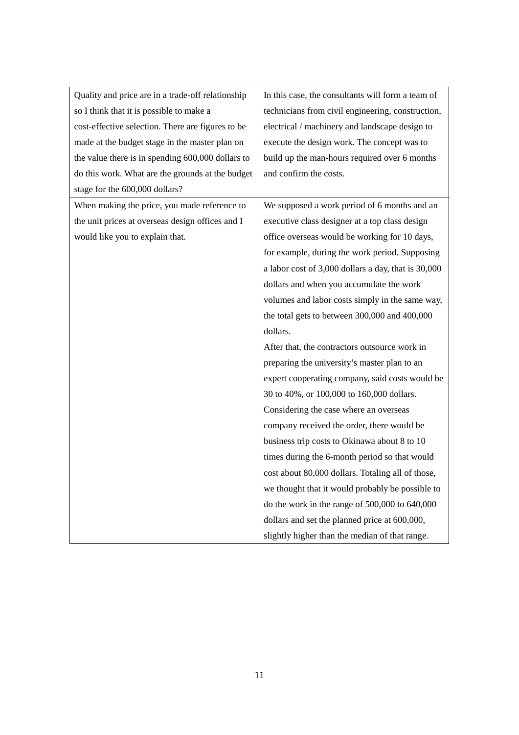| | |
|---|---|
| Quality and price are in a trade-off relationship so I think that it is possible to make a cost-effective selection. There are figures to be made at the budget stage in the master plan on the value there is in spending 600,000 dollars to do this work. What are the grounds at the budget stage for the 600,000 dollars? | In this case, the consultants will form a team of technicians from civil engineering, construction, electrical / machinery and landscape design to execute the design work. The concept was to build up the man-hours required over 6 months and confirm the costs. |
| When making the price, you made reference to the unit prices at overseas design offices and I would like you to explain that. | We supposed a work period of 6 months and an executive class designer at a top class design office overseas would be working for 10 days, for example, during the work period. Supposing a labor cost of 3,000 dollars a day, that is 30,000 dollars and when you accumulate the work volumes and labor costs simply in the same way, the total gets to between 300,000 and 400,000 dollars.<br>After that, the contractors outsource work in preparing the university's master plan to an expert cooperating company, said costs would be 30 to 40%, or 100,000 to 160,000 dollars. Considering the case where an overseas company received the order, there would be business trip costs to Okinawa about 8 to 10 times during the 6-month period so that would cost about 80,000 dollars. Totaling all of those, we thought that it would probably be possible to do the work in the range of 500,000 to 640,000 dollars and set the planned price at 600,000, slightly higher than the median of that range. |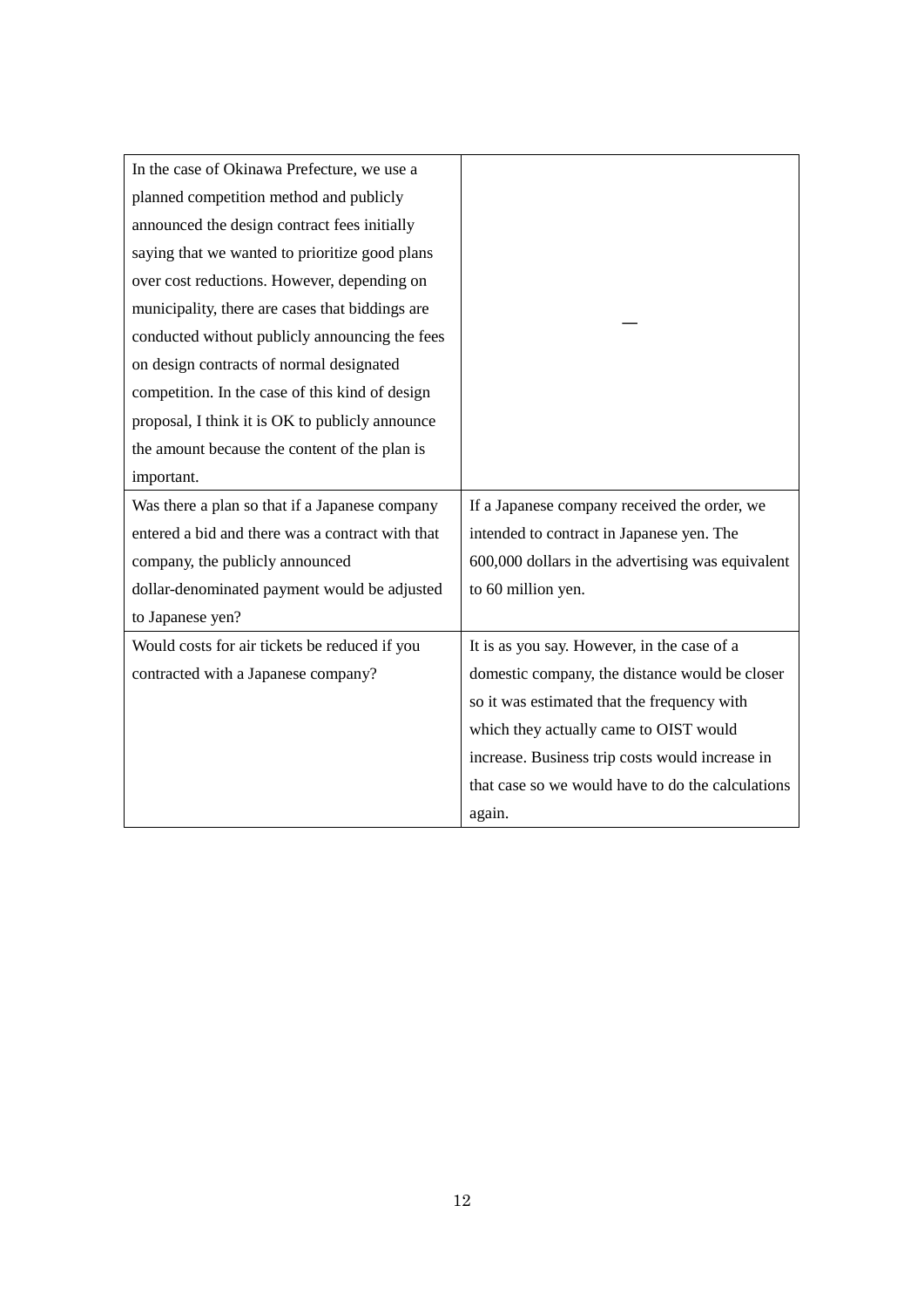| | |
|---|---|
| In the case of Okinawa Prefecture, we use a planned competition method and publicly announced the design contract fees initially saying that we wanted to prioritize good plans over cost reductions. However, depending on municipality, there are cases that biddings are conducted without publicly announcing the fees on design contracts of normal designated competition. In the case of this kind of design proposal, I think it is OK to publicly announce the amount because the content of the plan is important. | — |
| Was there a plan so that if a Japanese company entered a bid and there was a contract with that company, the publicly announced dollar-denominated payment would be adjusted to Japanese yen? | If a Japanese company received the order, we intended to contract in Japanese yen. The 600,000 dollars in the advertising was equivalent to 60 million yen. |
| Would costs for air tickets be reduced if you contracted with a Japanese company? | It is as you say. However, in the case of a domestic company, the distance would be closer so it was estimated that the frequency with which they actually came to OIST would increase. Business trip costs would increase in that case so we would have to do the calculations again. |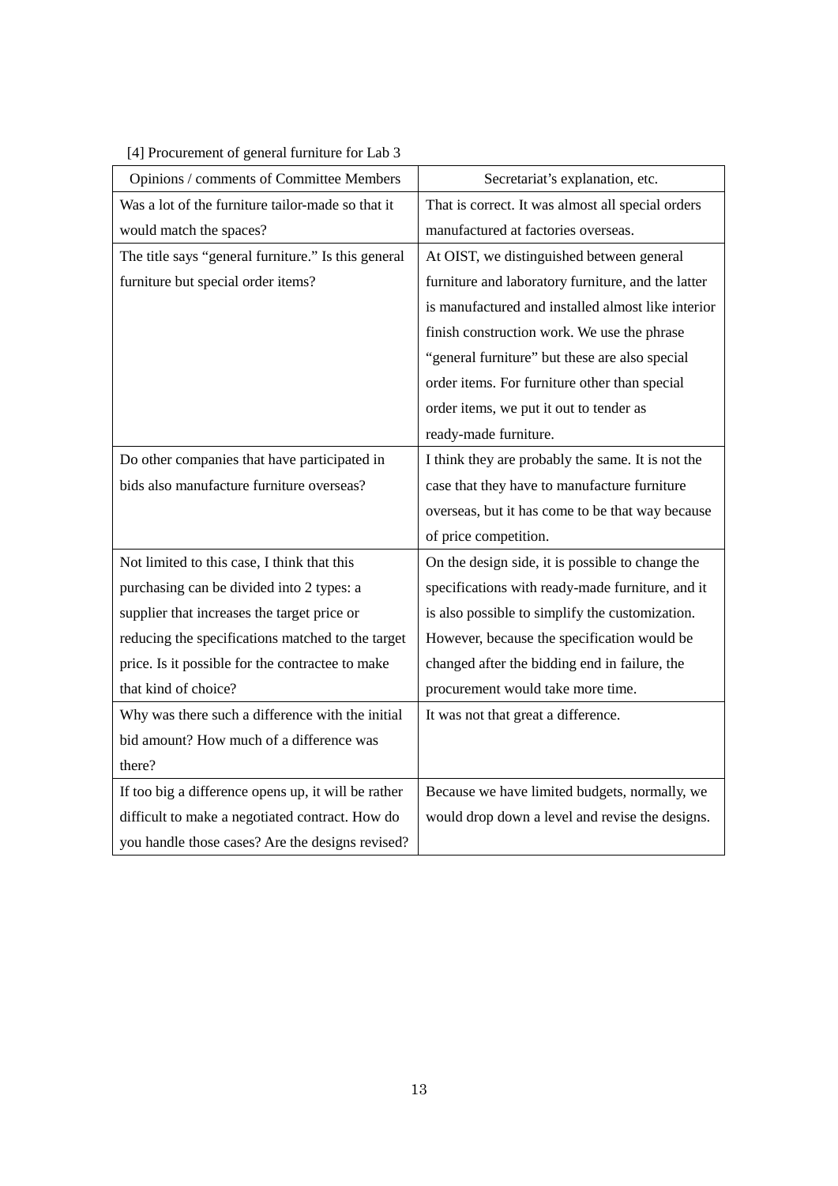[4] Procurement of general furniture for Lab 3

| Opinions / comments of Committee Members | Secretariat's explanation, etc. |
|---|---|
| Was a lot of the furniture tailor-made so that it would match the spaces? | That is correct. It was almost all special orders manufactured at factories overseas. |
| The title says "general furniture." Is this general furniture but special order items? | At OIST, we distinguished between general furniture and laboratory furniture, and the latter is manufactured and installed almost like interior finish construction work. We use the phrase "general furniture" but these are also special order items. For furniture other than special order items, we put it out to tender as ready-made furniture. |
| Do other companies that have participated in bids also manufacture furniture overseas? | I think they are probably the same. It is not the case that they have to manufacture furniture overseas, but it has come to be that way because of price competition. |
| Not limited to this case, I think that this purchasing can be divided into 2 types: a supplier that increases the target price or reducing the specifications matched to the target price. Is it possible for the contractee to make that kind of choice? | On the design side, it is possible to change the specifications with ready-made furniture, and it is also possible to simplify the customization. However, because the specification would be changed after the bidding end in failure, the procurement would take more time. |
| Why was there such a difference with the initial bid amount? How much of a difference was there? | It was not that great a difference. |
| If too big a difference opens up, it will be rather difficult to make a negotiated contract. How do you handle those cases? Are the designs revised? | Because we have limited budgets, normally, we would drop down a level and revise the designs. |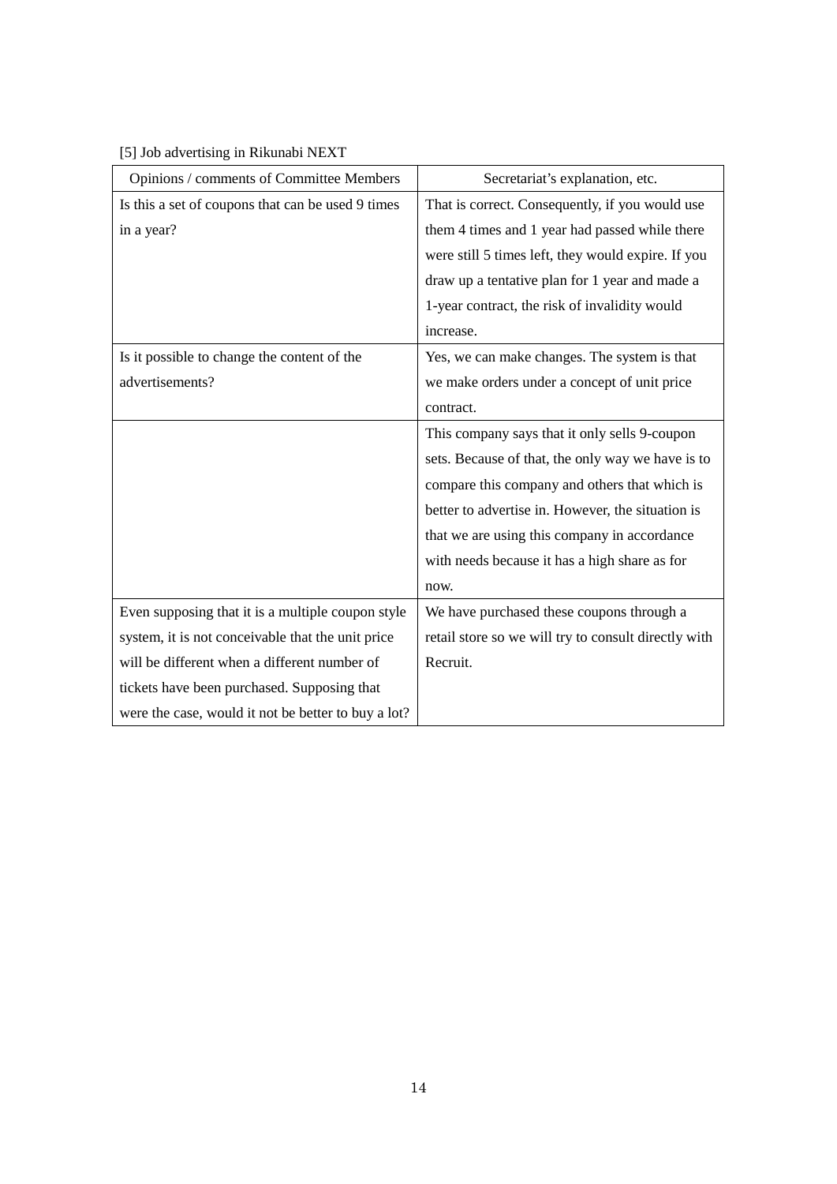[5] Job advertising in Rikunabi NEXT

| Opinions / comments of Committee Members | Secretariat's explanation, etc. |
|---|---|
| Is this a set of coupons that can be used 9 times in a year? | That is correct. Consequently, if you would use them 4 times and 1 year had passed while there were still 5 times left, they would expire. If you draw up a tentative plan for 1 year and made a 1-year contract, the risk of invalidity would increase. |
| Is it possible to change the content of the advertisements? | Yes, we can make changes. The system is that we make orders under a concept of unit price contract. |
| | This company says that it only sells 9-coupon sets. Because of that, the only way we have is to compare this company and others that which is better to advertise in. However, the situation is that we are using this company in accordance with needs because it has a high share as for now. |
| Even supposing that it is a multiple coupon style system, it is not conceivable that the unit price will be different when a different number of tickets have been purchased. Supposing that were the case, would it not be better to buy a lot? | We have purchased these coupons through a retail store so we will try to consult directly with Recruit. |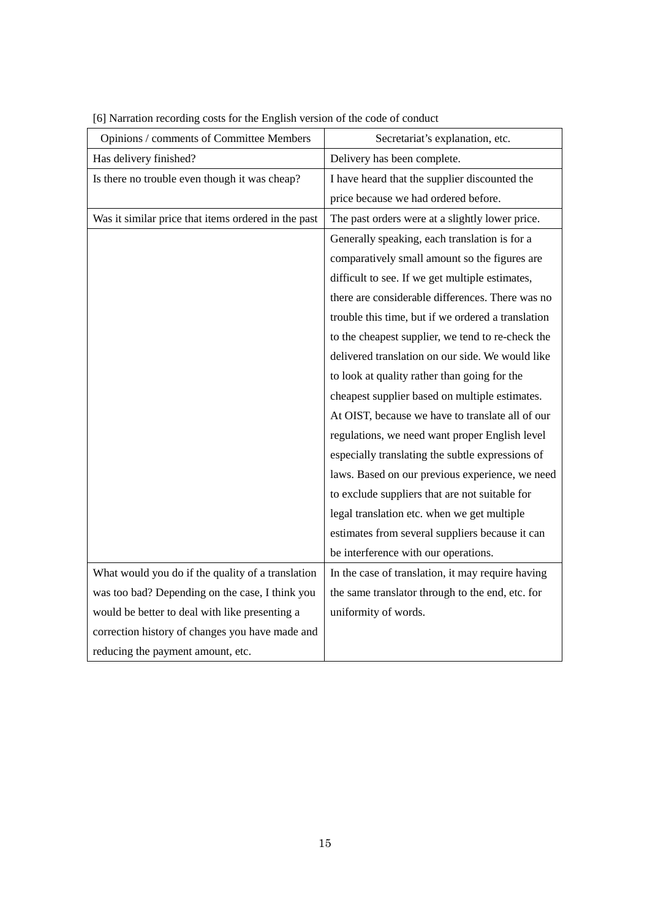[6] Narration recording costs for the English version of the code of conduct

| Opinions / comments of Committee Members | Secretariat's explanation, etc. |
| --- | --- |
| Has delivery finished? | Delivery has been complete. |
| Is there no trouble even though it was cheap? | I have heard that the supplier discounted the price because we had ordered before. |
| Was it similar price that items ordered in the past | The past orders were at a slightly lower price. |
| | Generally speaking, each translation is for a comparatively small amount so the figures are difficult to see. If we get multiple estimates, there are considerable differences. There was no trouble this time, but if we ordered a translation to the cheapest supplier, we tend to re-check the delivered translation on our side. We would like to look at quality rather than going for the cheapest supplier based on multiple estimates. At OIST, because we have to translate all of our regulations, we need want proper English level especially translating the subtle expressions of laws. Based on our previous experience, we need to exclude suppliers that are not suitable for legal translation etc. when we get multiple estimates from several suppliers because it can be interference with our operations. |
| What would you do if the quality of a translation was too bad? Depending on the case, I think you would be better to deal with like presenting a correction history of changes you have made and reducing the payment amount, etc. | In the case of translation, it may require having the same translator through to the end, etc. for uniformity of words. |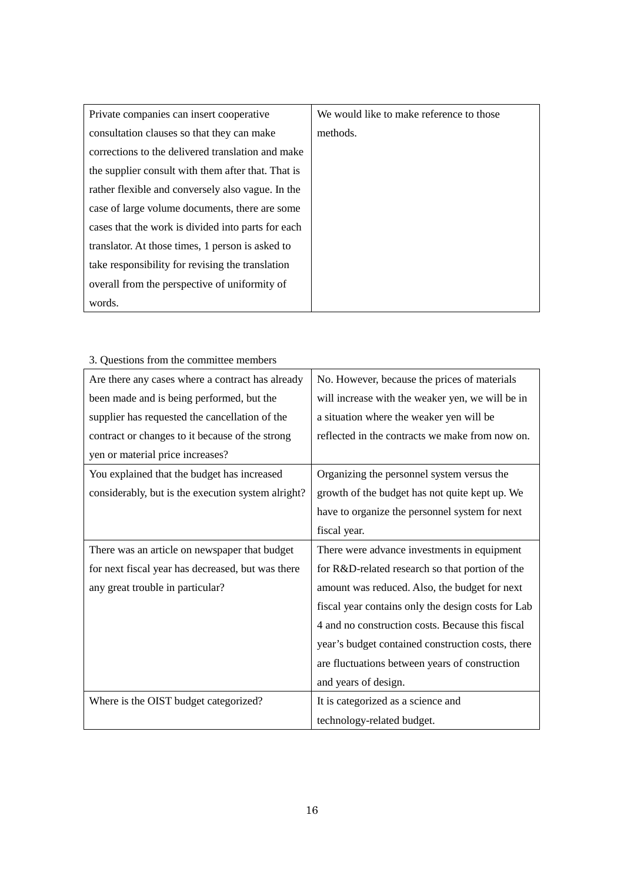| Private companies can insert cooperative consultation clauses so that they can make corrections to the delivered translation and make the supplier consult with them after that. That is rather flexible and conversely also vague. In the case of large volume documents, there are some cases that the work is divided into parts for each translator. At those times, 1 person is asked to take responsibility for revising the translation overall from the perspective of uniformity of words. | We would like to make reference to those methods. |
|---|---|

3. Questions from the committee members

| Are there any cases where a contract has already been made and is being performed, but the supplier has requested the cancellation of the contract or changes to it because of the strong yen or material price increases? | No. However, because the prices of materials will increase with the weaker yen, we will be in a situation where the weaker yen will be reflected in the contracts we make from now on. |
|---|---|
| You explained that the budget has increased considerably, but is the execution system alright? | Organizing the personnel system versus the growth of the budget has not quite kept up. We have to organize the personnel system for next fiscal year. |
| There was an article on newspaper that budget for next fiscal year has decreased, but was there any great trouble in particular? | There were advance investments in equipment for R&D-related research so that portion of the amount was reduced. Also, the budget for next fiscal year contains only the design costs for Lab 4 and no construction costs. Because this fiscal year's budget contained construction costs, there are fluctuations between years of construction and years of design. |
| Where is the OIST budget categorized? | It is categorized as a science and technology-related budget. |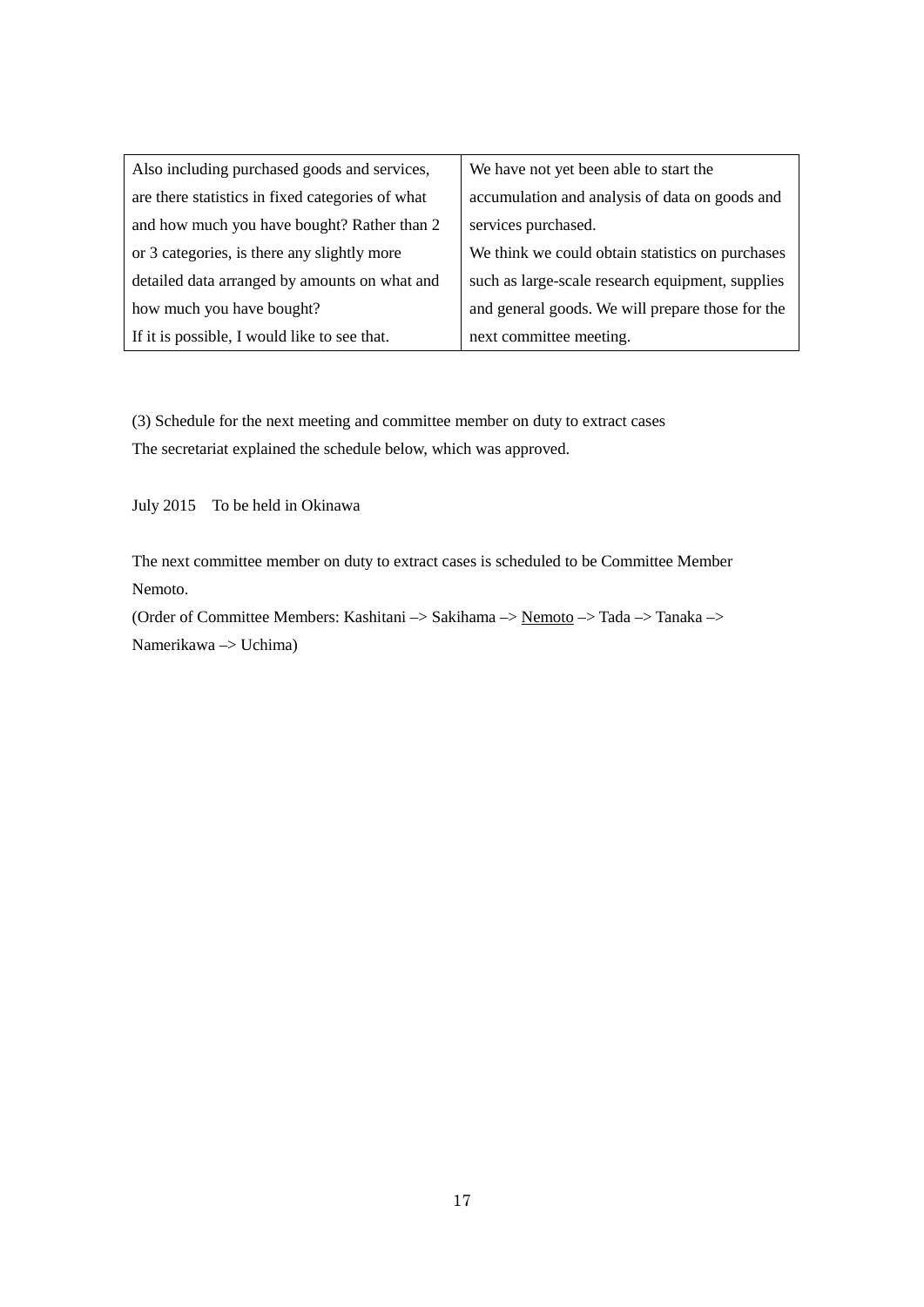| | |
|---|---|
| Also including purchased goods and services, are there statistics in fixed categories of what and how much you have bought? Rather than 2 or 3 categories, is there any slightly more detailed data arranged by amounts on what and how much you have bought?<br>If it is possible, I would like to see that. | We have not yet been able to start the accumulation and analysis of data on goods and services purchased.<br>We think we could obtain statistics on purchases such as large-scale research equipment, supplies and general goods. We will prepare those for the next committee meeting. |

(3) Schedule for the next meeting and committee member on duty to extract cases

The secretariat explained the schedule below, which was approved.

July 2015　To be held in Okinawa

The next committee member on duty to extract cases is scheduled to be Committee Member Nemoto.

(Order of Committee Members: Kashitani –> Sakihama –> <u>Nemoto</u> –> Tada –> Tanaka –> Namerikawa –> Uchima)